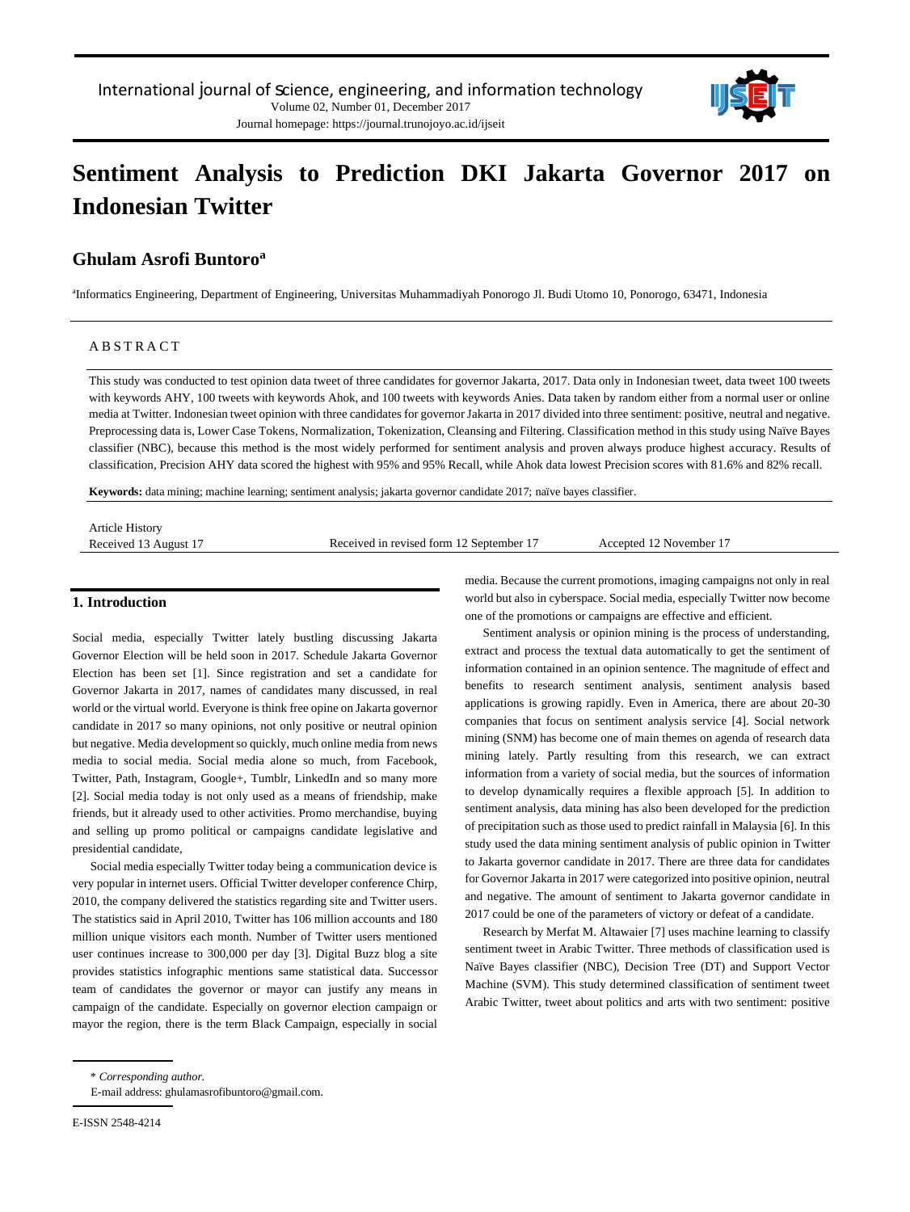# Sentiment Analysis to Prediction DKI Jakarta Governor 2017 on Indonesian Twitter

**Ghulam Asrofi Buntoro[a]**

[a]Informatics Engineering, Department of Engineering, Universitas Muhammadiyah Ponorogo Jl. Budi Utomo 10, Ponorogo, 63471, Indonesia

## ABSTRACT

This study was conducted to test opinion data tweet of three candidates for governor Jakarta, 2017. Data only in Indonesian tweet, data tweet 100 tweets with keywords AHY, 100 tweets with keywords Ahok, and 100 tweets with keywords Anies. Data taken by random either from a normal user or online media at Twitter. Indonesian tweet opinion with three candidates for governor Jakarta in 2017 divided into three sentiment: positive, neutral and negative. Preprocessing data is, Lower Case Tokens, Normalization, Tokenization, Cleansing and Filtering. Classification method in this study using Naïve Bayes classifier (NBC), because this method is the most widely performed for sentiment analysis and proven always produce highest accuracy. Results of classification, Precision AHY data scored the highest with 95% and 95% Recall, while Ahok data lowest Precision scores with 81.6% and 82% recall.

**Keywords:** data mining; machine learning; sentiment analysis; jakarta governor candidate 2017; naïve bayes classifier.

Article History
Received 13 August 17 — Received in revised form 12 September 17 — Accepted 12 November 17

## 1. Introduction

Social media, especially Twitter lately bustling discussing Jakarta Governor Election will be held soon in 2017. Schedule Jakarta Governor Election has been set [1]. Since registration and set a candidate for Governor Jakarta in 2017, names of candidates many discussed, in real world or the virtual world. Everyone is think free opine on Jakarta governor candidate in 2017 so many opinions, not only positive or neutral opinion but negative. Media development so quickly, much online media from news media to social media. Social media alone so much, from Facebook, Twitter, Path, Instagram, Google+, Tumblr, LinkedIn and so many more [2]. Social media today is not only used as a means of friendship, make friends, but it already used to other activities. Promo merchandise, buying and selling up promo political or campaigns candidate legislative and presidential candidate,

Social media especially Twitter today being a communication device is very popular in internet users. Official Twitter developer conference Chirp, 2010, the company delivered the statistics regarding site and Twitter users. The statistics said in April 2010, Twitter has 106 million accounts and 180 million unique visitors each month. Number of Twitter users mentioned user continues increase to 300,000 per day [3]. Digital Buzz blog a site provides statistics infographic mentions same statistical data. Successor team of candidates the governor or mayor can justify any means in campaign of the candidate. Especially on governor election campaign or mayor the region, there is the term Black Campaign, especially in social media. Because the current promotions, imaging campaigns not only in real world but also in cyberspace. Social media, especially Twitter now become one of the promotions or campaigns are effective and efficient.

Sentiment analysis or opinion mining is the process of understanding, extract and process the textual data automatically to get the sentiment of information contained in an opinion sentence. The magnitude of effect and benefits to research sentiment analysis, sentiment analysis based applications is growing rapidly. Even in America, there are about 20-30 companies that focus on sentiment analysis service [4]. Social network mining (SNM) has become one of main themes on agenda of research data mining lately. Partly resulting from this research, we can extract information from a variety of social media, but the sources of information to develop dynamically requires a flexible approach [5]. In addition to sentiment analysis, data mining has also been developed for the prediction of precipitation such as those used to predict rainfall in Malaysia [6]. In this study used the data mining sentiment analysis of public opinion in Twitter to Jakarta governor candidate in 2017. There are three data for candidates for Governor Jakarta in 2017 were categorized into positive opinion, neutral and negative. The amount of sentiment to Jakarta governor candidate in 2017 could be one of the parameters of victory or defeat of a candidate.

Research by Merfat M. Altawaier [7] uses machine learning to classify sentiment tweet in Arabic Twitter. Three methods of classification used is Naïve Bayes classifier (NBC), Decision Tree (DT) and Support Vector Machine (SVM). This study determined classification of sentiment tweet Arabic Twitter, tweet about politics and arts with two sentiment: positive

\* *Corresponding author.*
E-mail address: ghulamasrofibuntoro@gmail.com.

E-ISSN 2548-4214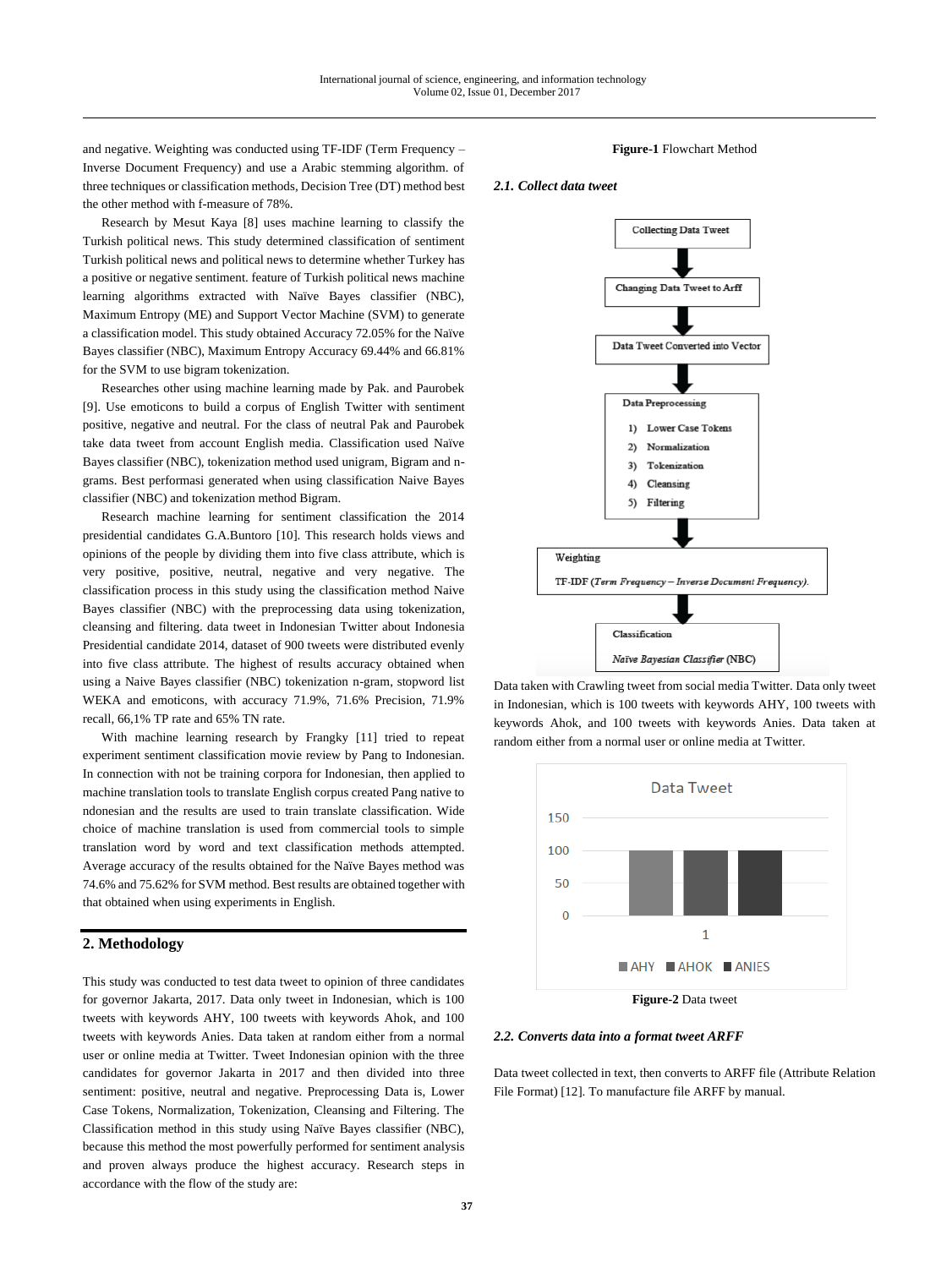and negative. Weighting was conducted using TF-IDF (Term Frequency – Inverse Document Frequency) and use a Arabic stemming algorithm. of three techniques or classification methods, Decision Tree (DT) method best the other method with f-measure of 78%.

Research by Mesut Kaya [8] uses machine learning to classify the Turkish political news. This study determined classification of sentiment Turkish political news and political news to determine whether Turkey has a positive or negative sentiment. feature of Turkish political news machine learning algorithms extracted with Naïve Bayes classifier (NBC), Maximum Entropy (ME) and Support Vector Machine (SVM) to generate a classification model. This study obtained Accuracy 72.05% for the Naïve Bayes classifier (NBC), Maximum Entropy Accuracy 69.44% and 66.81% for the SVM to use bigram tokenization.

Researches other using machine learning made by Pak. and Paurobek [9]. Use emoticons to build a corpus of English Twitter with sentiment positive, negative and neutral. For the class of neutral Pak and Paurobek take data tweet from account English media. Classification used Naïve Bayes classifier (NBC), tokenization method used unigram, Bigram and n-grams. Best performasi generated when using classification Naive Bayes classifier (NBC) and tokenization method Bigram.

Research machine learning for sentiment classification the 2014 presidential candidates G.A.Buntoro [10]. This research holds views and opinions of the people by dividing them into five class attribute, which is very positive, positive, neutral, negative and very negative. The classification process in this study using the classification method Naive Bayes classifier (NBC) with the preprocessing data using tokenization, cleansing and filtering. data tweet in Indonesian Twitter about Indonesia Presidential candidate 2014, dataset of 900 tweets were distributed evenly into five class attribute. The highest of results accuracy obtained when using a Naive Bayes classifier (NBC) tokenization n-gram, stopword list WEKA and emoticons, with accuracy 71.9%, 71.6% Precision, 71.9% recall, 66,1% TP rate and 65% TN rate.

With machine learning research by Frangky [11] tried to repeat experiment sentiment classification movie review by Pang to Indonesian. In connection with not be training corpora for Indonesian, then applied to machine translation tools to translate English corpus created Pang native to ndonesian and the results are used to train translate classification. Wide choice of machine translation is used from commercial tools to simple translation word by word and text classification methods attempted. Average accuracy of the results obtained for the Naïve Bayes method was 74.6% and 75.62% for SVM method. Best results are obtained together with that obtained when using experiments in English.

## 2. Methodology

This study was conducted to test data tweet to opinion of three candidates for governor Jakarta, 2017. Data only tweet in Indonesian, which is 100 tweets with keywords AHY, 100 tweets with keywords Ahok, and 100 tweets with keywords Anies. Data taken at random either from a normal user or online media at Twitter. Tweet Indonesian opinion with the three candidates for governor Jakarta in 2017 and then divided into three sentiment: positive, neutral and negative. Preprocessing Data is, Lower Case Tokens, Normalization, Tokenization, Cleansing and Filtering. The Classification method in this study using Naïve Bayes classifier (NBC), because this method the most powerfully performed for sentiment analysis and proven always produce the highest accuracy. Research steps in accordance with the flow of the study are:

Collecting Data Tweet → Changing Data Tweet to Arff → Data Tweet Converted into Vector → Data Preprocessing (1) Lower Case Tokens; 2) Normalization; 3) Tokenization; 4) Cleansing; 5) Filtering) → Weighting TF-IDF (*Term Frequency – Inverse Document Frequency*). → Classification *Naïve Bayesian Classifier* (NBC)

**Figure-1** Flowchart Method

### *2.1. Collect data tweet*

Data taken with Crawling tweet from social media Twitter. Data only tweet in Indonesian, which is 100 tweets with keywords AHY, 100 tweets with keywords Ahok, and 100 tweets with keywords Anies. Data taken at random either from a normal user or online media at Twitter.

Data Tweet

| 1 | AHY | AHOK | ANIES |
|---|---|---|---|
| Count | 100 | 100 | 100 |

**Figure-2** Data tweet

### *2.2. Converts data into a format tweet ARFF*

Data tweet collected in text, then converts to ARFF file (Attribute Relation File Format) [12]. To manufacture file ARFF by manual.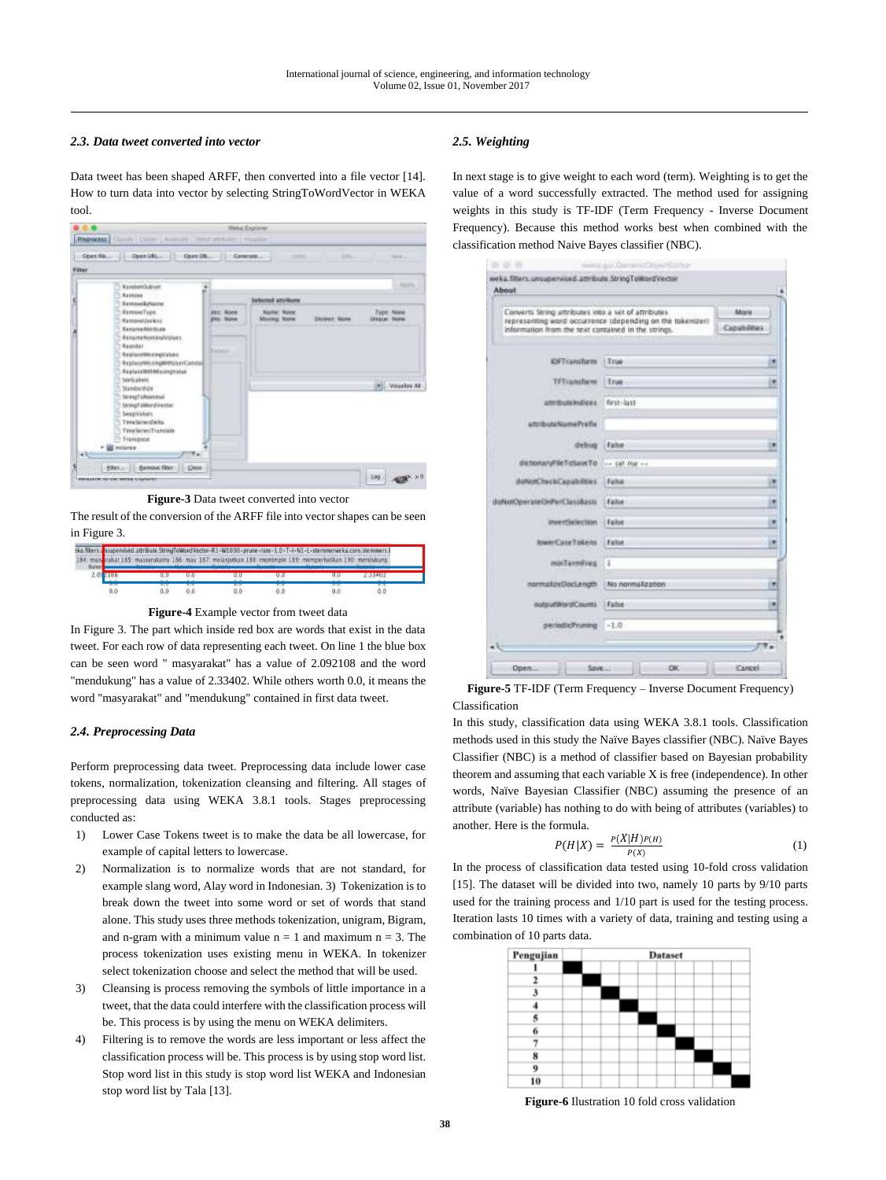### 2.3. Data tweet converted into vector

Data tweet has been shaped ARFF, then converted into a file vector [14]. How to turn data into vector by selecting StringToWordVector in WEKA tool.

**Figure-3** Data tweet converted into vector

The result of the conversion of the ARFF file into vector shapes can be seen in Figure 3.

**Figure-4** Example vector from tweet data

In Figure 3. The part which inside red box are words that exist in the data tweet. For each row of data representing each tweet. On line 1 the blue box can be seen word " masyarakat" has a value of 2.092108 and the word "mendukung" has a value of 2.33402. While others worth 0.0, it means the word "masyarakat" and "mendukung" contained in first data tweet.

### 2.4. Preprocessing Data

Perform preprocessing data tweet. Preprocessing data include lower case tokens, normalization, tokenization cleansing and filtering. All stages of preprocessing data using WEKA 3.8.1 tools. Stages preprocessing conducted as:

1) Lower Case Tokens tweet is to make the data be all lowercase, for example of capital letters to lowercase.
2) Normalization is to normalize words that are not standard, for example slang word, Alay word in Indonesian. 3) Tokenization is to break down the tweet into some word or set of words that stand alone. This study uses three methods tokenization, unigram, Bigram, and n-gram with a minimum value n = 1 and maximum n = 3. The process tokenization uses existing menu in WEKA. In tokenizer select tokenization choose and select the method that will be used.
3) Cleansing is process removing the symbols of little importance in a tweet, that the data could interfere with the classification process will be. This process is by using the menu on WEKA delimiters.
4) Filtering is to remove the words are less important or less affect the classification process will be. This process is by using stop word list. Stop word list in this study is stop word list WEKA and Indonesian stop word list by Tala [13].

### 2.5. Weighting

In next stage is to give weight to each word (term). Weighting is to get the value of a word successfully extracted. The method used for assigning weights in this study is TF-IDF (Term Frequency - Inverse Document Frequency). Because this method works best when combined with the classification method Naive Bayes classifier (NBC).

**Figure-5** TF-IDF (Term Frequency – Inverse Document Frequency)

Classification

In this study, classification data using WEKA 3.8.1 tools. Classification methods used in this study the Naïve Bayes classifier (NBC). Naïve Bayes Classifier (NBC) is a method of classifier based on Bayesian probability theorem and assuming that each variable X is free (independence). In other words, Naïve Bayesian Classifier (NBC) assuming the presence of an attribute (variable) has nothing to do with being of attributes (variables) to another. Here is the formula.

$$P(H|X) = \frac{P(X|H)P(H)}{P(X)} \quad (1)$$

In the process of classification data tested using 10-fold cross validation [15]. The dataset will be divided into two, namely 10 parts by 9/10 parts used for the training process and 1/10 part is used for the testing process. Iteration lasts 10 times with a variety of data, training and testing using a combination of 10 parts data.

**Figure-6** Ilustration 10 fold cross validation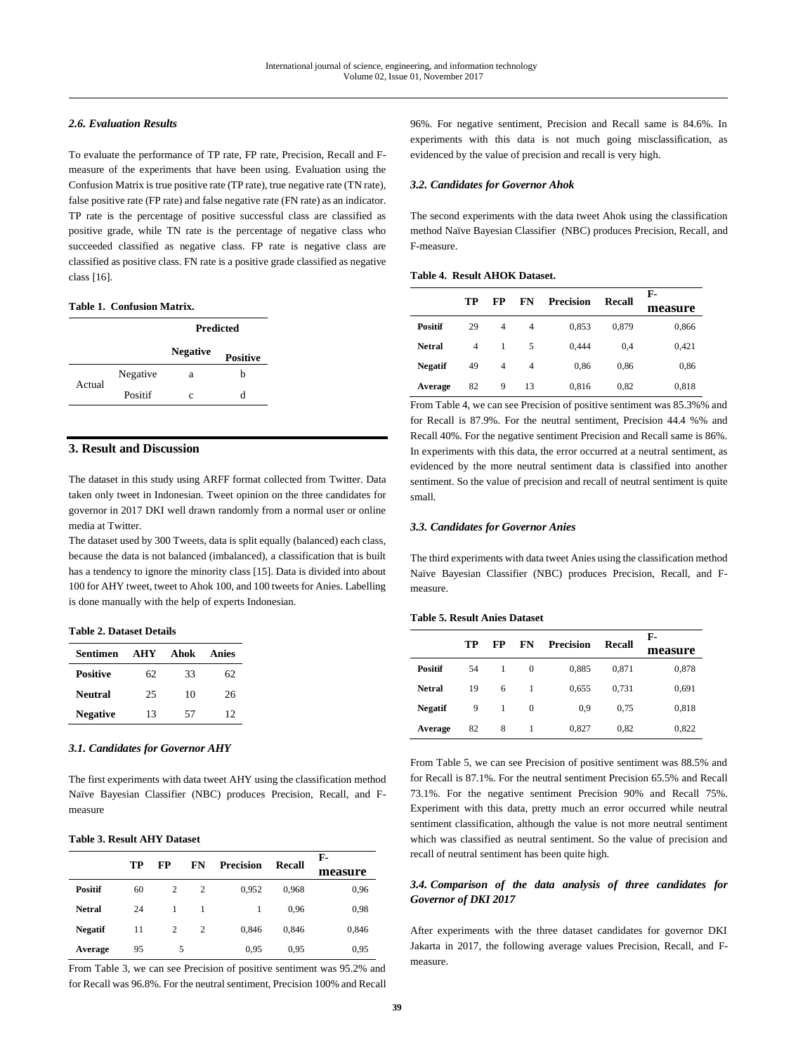### 2.6. Evaluation Results

To evaluate the performance of TP rate, FP rate, Precision, Recall and F-measure of the experiments that have been using. Evaluation using the Confusion Matrix is true positive rate (TP rate), true negative rate (TN rate), false positive rate (FP rate) and false negative rate (FN rate) as an indicator. TP rate is the percentage of positive successful class are classified as positive grade, while TN rate is the percentage of negative class who succeeded classified as negative class. FP rate is negative class are classified as positive class. FN rate is a positive grade classified as negative class [16].

**Table 1. Confusion Matrix.**

| | | Predicted | |
|---|---|---|---|
| | | **Negative** | **Positive** |
| Actual | Negative | a | b |
| | Positif | c | d |

## 3. Result and Discussion

The dataset in this study using ARFF format collected from Twitter. Data taken only tweet in Indonesian. Tweet opinion on the three candidates for governor in 2017 DKI well drawn randomly from a normal user or online media at Twitter.

The dataset used by 300 Tweets, data is split equally (balanced) each class, because the data is not balanced (imbalanced), a classification that is built has a tendency to ignore the minority class [15]. Data is divided into about 100 for AHY tweet, tweet to Ahok 100, and 100 tweets for Anies. Labelling is done manually with the help of experts Indonesian.

**Table 2. Dataset Details**

| Sentimen | AHY | Ahok | Anies |
|---|---|---|---|
| **Positive** | 62 | 33 | 62 |
| **Neutral** | 25 | 10 | 26 |
| **Negative** | 13 | 57 | 12 |

### 3.1. Candidates for Governor AHY

The first experiments with data tweet AHY using the classification method Naïve Bayesian Classifier (NBC) produces Precision, Recall, and F-measure

**Table 3. Result AHY Dataset**

| | TP | FP | FN | Precision | Recall | F-measure |
|---|---|---|---|---|---|---|
| **Positif** | 60 | 2 | 2 | 0,952 | 0,968 | 0,96 |
| **Netral** | 24 | 1 | 1 | 1 | 0,96 | 0,98 |
| **Negatif** | 11 | 2 | 2 | 0,846 | 0,846 | 0,846 |
| **Average** | 95 | 5 | | 0,95 | 0,95 | 0,95 |

From Table 3, we can see Precision of positive sentiment was 95.2% and for Recall was 96.8%. For the neutral sentiment, Precision 100% and Recall 96%. For negative sentiment, Precision and Recall same is 84.6%. In experiments with this data is not much going misclassification, as evidenced by the value of precision and recall is very high.

### 3.2. Candidates for Governor Ahok

The second experiments with the data tweet Ahok using the classification method Naïve Bayesian Classifier (NBC) produces Precision, Recall, and F-measure.

**Table 4. Result AHOK Dataset.**

| | TP | FP | FN | Precision | Recall | F-measure |
|---|---|---|---|---|---|---|
| **Positif** | 29 | 4 | 4 | 0,853 | 0,879 | 0,866 |
| **Netral** | 4 | 1 | 5 | 0,444 | 0,4 | 0,421 |
| **Negatif** | 49 | 4 | 4 | 0,86 | 0,86 | 0,86 |
| **Average** | 82 | 9 | 13 | 0,816 | 0,82 | 0,818 |

From Table 4, we can see Precision of positive sentiment was 85.3%% and for Recall is 87.9%. For the neutral sentiment, Precision 44.4 %% and Recall 40%. For the negative sentiment Precision and Recall same is 86%. In experiments with this data, the error occurred at a neutral sentiment, as evidenced by the more neutral sentiment data is classified into another sentiment. So the value of precision and recall of neutral sentiment is quite small.

### 3.3. Candidates for Governor Anies

The third experiments with data tweet Anies using the classification method Naïve Bayesian Classifier (NBC) produces Precision, Recall, and F-measure.

**Table 5. Result Anies Dataset**

| | TP | FP | FN | Precision | Recall | F-measure |
|---|---|---|---|---|---|---|
| **Positif** | 54 | 1 | 0 | 0,885 | 0,871 | 0,878 |
| **Netral** | 19 | 6 | 1 | 0,655 | 0,731 | 0,691 |
| **Negatif** | 9 | 1 | 0 | 0,9 | 0,75 | 0,818 |
| **Average** | 82 | 8 | 1 | 0,827 | 0,82 | 0,822 |

From Table 5, we can see Precision of positive sentiment was 88.5% and for Recall is 87.1%. For the neutral sentiment Precision 65.5% and Recall 73.1%. For the negative sentiment Precision 90% and Recall 75%. Experiment with this data, pretty much an error occurred while neutral sentiment classification, although the value is not more neutral sentiment which was classified as neutral sentiment. So the value of precision and recall of neutral sentiment has been quite high.

### 3.4. Comparison of the data analysis of three candidates for Governor of DKI 2017

After experiments with the three dataset candidates for governor DKI Jakarta in 2017, the following average values Precision, Recall, and F-measure.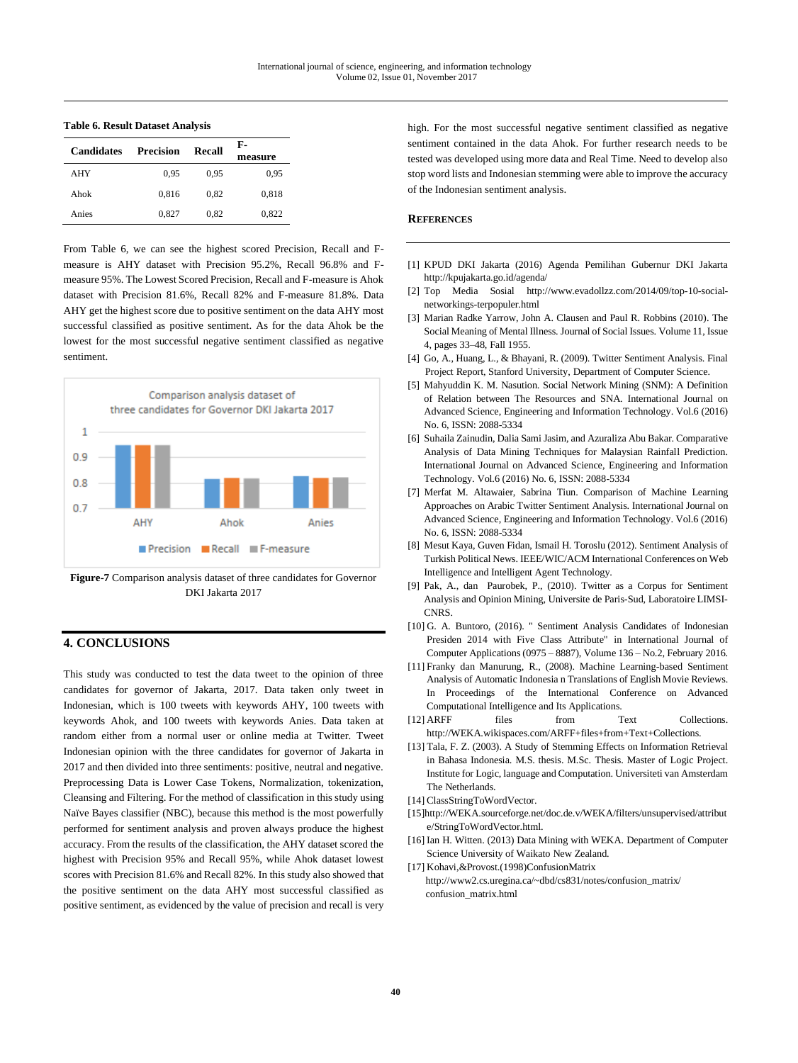**Table 6. Result Dataset Analysis**

| Candidates | Precision | Recall | F-measure |
|---|---|---|---|
| AHY | 0,95 | 0,95 | 0,95 |
| Ahok | 0,816 | 0,82 | 0,818 |
| Anies | 0,827 | 0,82 | 0,822 |

From Table 6, we can see the highest scored Precision, Recall and F-measure is AHY dataset with Precision 95.2%, Recall 96.8% and F-measure 95%. The Lowest Scored Precision, Recall and F-measure is Ahok dataset with Precision 81.6%, Recall 82% and F-measure 81.8%. Data AHY get the highest score due to positive sentiment on the data AHY most successful classified as positive sentiment. As for the data Ahok be the lowest for the most successful negative sentiment classified as negative sentiment.

Comparison analysis dataset of three candidates for Governor DKI Jakarta 2017

1
0.9
0.8
0.7

AHY
Ahok
Anies

Precision
Recall
F-measure

**Figure-7** Comparison analysis dataset of three candidates for Governor DKI Jakarta 2017

## 4. CONCLUSIONS

This study was conducted to test the data tweet to the opinion of three candidates for governor of Jakarta, 2017. Data taken only tweet in Indonesian, which is 100 tweets with keywords AHY, 100 tweets with keywords Ahok, and 100 tweets with keywords Anies. Data taken at random either from a normal user or online media at Twitter. Tweet Indonesian opinion with the three candidates for governor of Jakarta in 2017 and then divided into three sentiments: positive, neutral and negative. Preprocessing Data is Lower Case Tokens, Normalization, tokenization, Cleansing and Filtering. For the method of classification in this study using Naïve Bayes classifier (NBC), because this method is the most powerfully performed for sentiment analysis and proven always produce the highest accuracy. From the results of the classification, the AHY dataset scored the highest with Precision 95% and Recall 95%, while Ahok dataset lowest scores with Precision 81.6% and Recall 82%. In this study also showed that the positive sentiment on the data AHY most successful classified as positive sentiment, as evidenced by the value of precision and recall is very high. For the most successful negative sentiment classified as negative sentiment contained in the data Ahok. For further research needs to be tested was developed using more data and Real Time. Need to develop also stop word lists and Indonesian stemming were able to improve the accuracy of the Indonesian sentiment analysis.

## REFERENCES

[1] KPUD DKI Jakarta (2016) Agenda Pemilihan Gubernur DKI Jakarta http://kpujakarta.go.id/agenda/

[2] Top Media Sosial http://www.evadollzz.com/2014/09/top-10-social-networkings-terpopuler.html

[3] Marian Radke Yarrow, John A. Clausen and Paul R. Robbins (2010). The Social Meaning of Mental Illness. Journal of Social Issues. Volume 11, Issue 4, pages 33–48, Fall 1955.

[4] Go, A., Huang, L., & Bhayani, R. (2009). Twitter Sentiment Analysis. Final Project Report, Stanford University, Department of Computer Science.

[5] Mahyuddin K. M. Nasution. Social Network Mining (SNM): A Definition of Relation between The Resources and SNA. International Journal on Advanced Science, Engineering and Information Technology. Vol.6 (2016) No. 6, ISSN: 2088-5334

[6] Suhaila Zainudin, Dalia Sami Jasim, and Azuraliza Abu Bakar. Comparative Analysis of Data Mining Techniques for Malaysian Rainfall Prediction. International Journal on Advanced Science, Engineering and Information Technology. Vol.6 (2016) No. 6, ISSN: 2088-5334

[7] Merfat M. Altawaier, Sabrina Tiun. Comparison of Machine Learning Approaches on Arabic Twitter Sentiment Analysis. International Journal on Advanced Science, Engineering and Information Technology. Vol.6 (2016) No. 6, ISSN: 2088-5334

[8] Mesut Kaya, Guven Fidan, Ismail H. Toroslu (2012). Sentiment Analysis of Turkish Political News. IEEE/WIC/ACM International Conferences on Web Intelligence and Intelligent Agent Technology.

[9] Pak, A., dan Paurobek, P., (2010). Twitter as a Corpus for Sentiment Analysis and Opinion Mining, Universite de Paris-Sud, Laboratoire LIMSI-CNRS.

[10] G. A. Buntoro, (2016). " Sentiment Analysis Candidates of Indonesian Presiden 2014 with Five Class Attribute" in International Journal of Computer Applications (0975 – 8887), Volume 136 – No.2, February 2016.

[11] Franky dan Manurung, R., (2008). Machine Learning-based Sentiment Analysis of Automatic Indonesia n Translations of English Movie Reviews. In Proceedings of the International Conference on Advanced Computational Intelligence and Its Applications.

[12] ARFF files from Text Collections. http://WEKA.wikispaces.com/ARFF+files+from+Text+Collections.

[13] Tala, F. Z. (2003). A Study of Stemming Effects on Information Retrieval in Bahasa Indonesia. M.S. thesis. M.Sc. Thesis. Master of Logic Project. Institute for Logic, language and Computation. Universiteti van Amsterdam The Netherlands.

[14] ClassStringToWordVector.

[15] http://WEKA.sourceforge.net/doc.de.v/WEKA/filters/unsupervised/attribute/StringToWordVector.html.

[16] Ian H. Witten. (2013) Data Mining with WEKA. Department of Computer Science University of Waikato New Zealand.

[17] Kohavi,&Provost.(1998)ConfusionMatrix http://www2.cs.uregina.ca/~dbd/cs831/notes/confusion_matrix/confusion_matrix.html